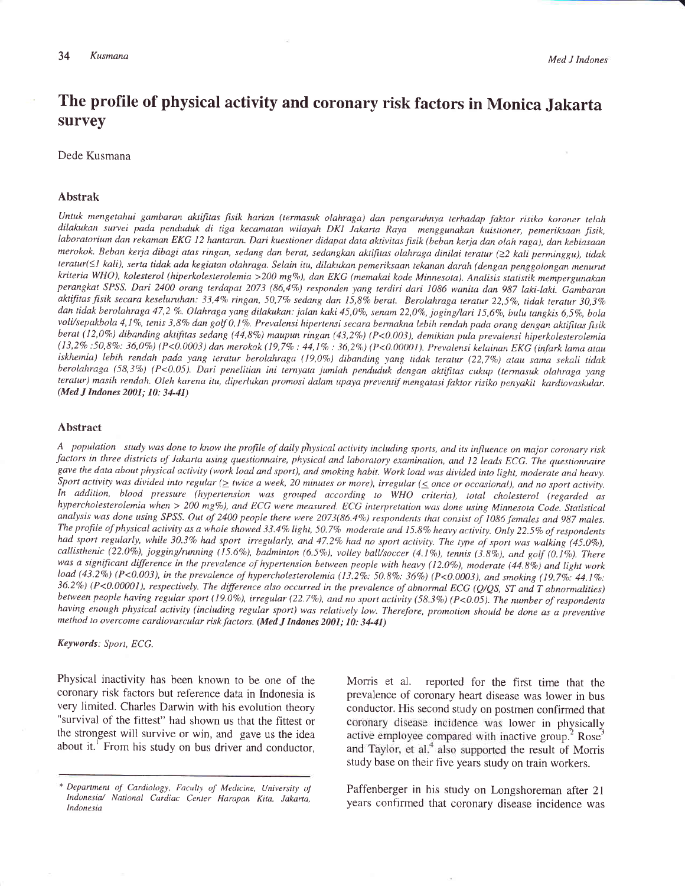# The profile of physical activity and coronary risk factors in Monica Jakarta survey

Dede Kusmana

## Abstrak

*Untuk mengetahui gambaran aktifitas fisik harian (termasuk olahraga) dan pengaruhnya terhadap faktor risiko koroner telah dilakukan survei pada penduduk di tiga kecamatan wilayah DKI Jakarta Raya menggunakan kuistioner, pemeriksaan fisik, laboratorium dan rekaman EKG 12 hantaran. Dari kuestioner didapat data aktivitas fisik (beban kerja dan olah raga), dan kebiasaan merokok. Beban kerja dibagi atas ringan, sedang dan berat, sedangkan aktifitas olahraga dinilai teratur (≥2 kali perminggu), tidak teratur(≤1 kali), serta tidak ada kegiatan olahraga. Selain itu, dilakukan pemeriksaan tekanan darah (dengan penggolongan menurut kriteria WHO), kolesterol (hiperkolesterolemia >200 mg%), dan EKG (memakai kode Minnesota). Analisis statistik mempergunakan perangkat SPSS. Dari 2400 orang terdapat 2073 (86,4%) responden yang terdiri dari 1086 wanita dan 987 laki-laki. Gambaran aktifitas fisik secara keseluruhan: 33,4% ringan, 50,7% sedang dan 15,8% berat. Berolahraga teratur 22,5%, tidak teratur 30,3% dan tidak berolahraga 47,2 %. Olahraga yang dilakukan: jalan kaki 45,0%, senam 22,0%, joging/lari 15,6%, bulu tangkis 6,5%, bola voli/sepakbola 4,1%, tenis 3,8% dan golf 0,1%. Prevalensi hipertensi secara bermakna lebih rendah pada orang dengan aktifitas fisik berat (12,0%) dibanding aktifitas sedang (44,8%) maupun ringan (43,2%) (P<0.003), demikian pula prevalensi hiperkolesterolemia (13,2% :50,8%: 36,0%) (P<0.0003) dan merokok (19,7% : 44,1% : 36,2%) (P<0.00001). Prevalensi kelainan EKG (infark lama atau iskhemia) lebih rendah pada yang teratur berolahraga (19,0%) dibanding yang tidak teratur (22,7%) atau sama sekali tidak berolahraga (58,3%) (P<0.05). Dari penelitian ini ternyata jumlah penduduk dengan aktifitas cukup (termasuk olahraga yang teratur) masih rendah. Oleh karena itu, diperlukan promosi dalam upaya preventif mengatasi faktor risiko penyakit kardiovaskular.* **(Med J Indones 2001; 10: 34-41)**

## Abstract

*A population study was done to know the profile of daily physical activity including sports, and its influence on major coronary risk factors in three districts of Jakarta using questionnaire, physical and laboratory examination, and 12 leads ECG. The questionnaire gave the data about physical activity (work load and sport), and smoking habit. Work load was divided into light, moderate and heavy. Sport activity was divided into regular (≥ twice a week, 20 minutes or more), irregular (≤ once or occasional), and no sport activity. In addition, blood pressure (hypertension was grouped according to WHO criteria), total cholesterol (regarded as hypercholesterolemia when > 200 mg%), and ECG were measured. ECG interpretation was done using Minnesota Code. Statistical analysis was done using SPSS. Out of 2400 people there were 2073(86.4%) respondents that consist of 1086 females and 987 males. The profile of physical activity as a whole showed 33.4% light, 50.7% moderate and 15.8% heavy activity. Only 22.5% of respondents had sport regularly, while 30.3% had sport irregularly, and 47.2% had no sport activity. The type of sport was walking (45.0%), callisthenic (22.0%), jogging/running (15.6%), badminton (6.5%), volley ball/soccer (4.1%), tennis (3.8%), and golf (0.1%). There was a significant difference in the prevalence of hypertension between people with heavy (12.0%), moderate (44.8%) and light work load (43.2%) (P<0.003), in the prevalence of hypercholesterolemia (13.2%: 50.8%: 36%) (P<0.0003), and smoking (19.7%: 44.1%: 36.2%) (P<0.00001), respectively. The difference also occurred in the prevalence of abnormal ECG (Q/QS, ST and T abnormalities) between people having regular sport (19.0%), irregular (22.7%), and no sport activity (58.3%) (P<0.05). The number of respondents having enough physical activity (including regular sport) was relatively low. Therefore, promotion should be done as a preventive method to overcome cardiovascular risk factors.* **(Med J Indones 2001; 10: 34-41)**

*Keywords: Sport, ECG.*

Physical inactivity has been known to be one of the coronary risk factors but reference data in Indonesia is very limited. Charles Darwin with his evolution theory "survival of the fittest" had shown us that the fittest or the strongest will survive or win, and gave us the idea about it.[1] From his study on bus driver and conductor, Morris et al. reported for the first time that the prevalence of coronary heart disease was lower in bus conductor. His second study on postmen confirmed that coronary disease incidence was lower in physically active employee compared with inactive group.[2] Rose[3] and Taylor, et al.[4] also supported the result of Morris study base on their five years study on train workers.

Paffenberger in his study on Longshoreman after 21 years confirmed that coronary disease incidence was

---

\* Department of Cardiology, Faculty of Medicine, University of Indonesia/ National Cardiac Center Harapan Kita, Jakarta, Indonesia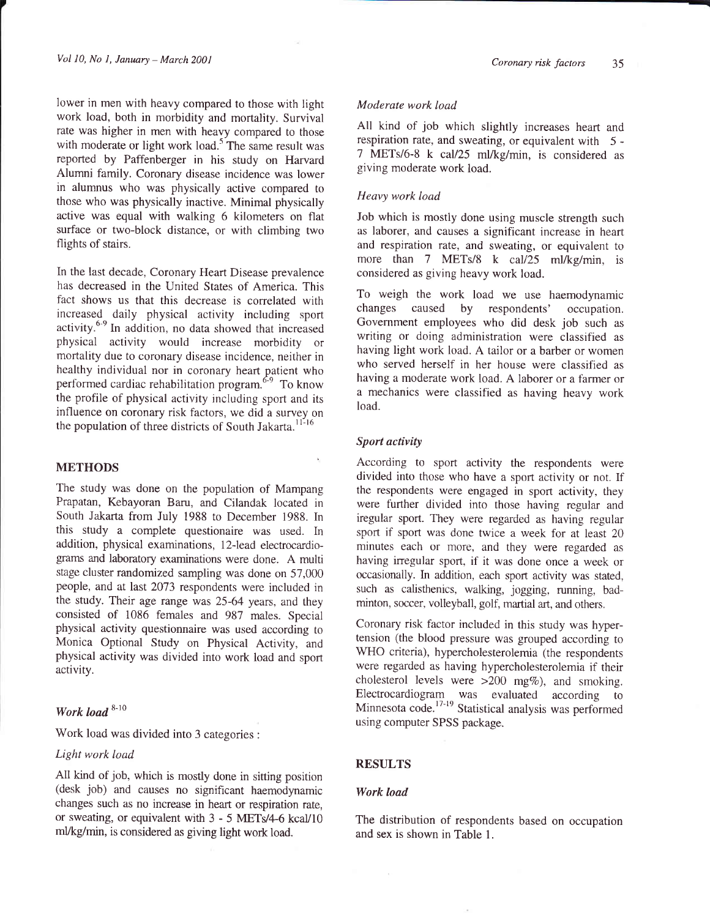lower in men with heavy compared to those with light work load, both in morbidity and mortality. Survival rate was higher in men with heavy compared to those with moderate or light work load.[5] The same result was reported by Paffenberger in his study on Harvard Alumni family. Coronary disease incidence was lower in alumnus who was physically active compared to those who was physically inactive. Minimal physically active was equal with walking 6 kilometers on flat surface or two-block distance, or with climbing two flights of stairs.

In the last decade, Coronary Heart Disease prevalence has decreased in the United States of America. This fact shows us that this decrease is correlated with increased daily physical activity including sport activity.[6-9] In addition, no data showed that increased physical activity would increase morbidity or mortality due to coronary disease incidence, neither in healthy individual nor in coronary heart patient who performed cardiac rehabilitation program.[6-9] To know the profile of physical activity including sport and its influence on coronary risk factors, we did a survey on the population of three districts of South Jakarta.[11-16]

## METHODS

The study was done on the population of Mampang Prapatan, Kebayoran Baru, and Cilandak located in South Jakarta from July 1988 to December 1988. In this study a complete questionaire was used. In addition, physical examinations, 12-lead electrocardiograms and laboratory examinations were done. A multi stage cluster randomized sampling was done on 57,000 people, and at last 2073 respondents were included in the study. Their age range was 25-64 years, and they consisted of 1086 females and 987 males. Special physical activity questionnaire was used according to Monica Optional Study on Physical Activity, and physical activity was divided into work load and sport activity.

### *Work load* [8-10]

Work load was divided into 3 categories :

#### *Light work load*

All kind of job, which is mostly done in sitting position (desk job) and causes no significant haemodynamic changes such as no increase in heart or respiration rate, or sweating, or equivalent with 3 - 5 METs/4-6 kcal/10 ml/kg/min, is considered as giving light work load.

#### *Moderate work load*

All kind of job which slightly increases heart and respiration rate, and sweating, or equivalent with 5 - 7 METs/6-8 k cal/25 ml/kg/min, is considered as giving moderate work load.

#### *Heavy work load*

Job which is mostly done using muscle strength such as laborer, and causes a significant increase in heart and respiration rate, and sweating, or equivalent to more than 7 METs/8 k cal/25 ml/kg/min, is considered as giving heavy work load.

To weigh the work load we use haemodynamic changes caused by respondents' occupation. Government employees who did desk job such as writing or doing administration were classified as having light work load. A tailor or a barber or women who served herself in her house were classified as having a moderate work load. A laborer or a farmer or a mechanics were classified as having heavy work load.

### *Sport activity*

According to sport activity the respondents were divided into those who have a sport activity or not. If the respondents were engaged in sport activity, they were further divided into those having regular and iregular sport. They were regarded as having regular sport if sport was done twice a week for at least 20 minutes each or more, and they were regarded as having irregular sport, if it was done once a week or occasionally. In addition, each sport activity was stated, such as calisthenics, walking, jogging, running, badminton, soccer, volleyball, golf, martial art, and others.

Coronary risk factor included in this study was hypertension (the blood pressure was grouped according to WHO criteria), hypercholesterolemia (the respondents were regarded as having hypercholesterolemia if their cholesterol levels were >200 mg%), and smoking. Electrocardiogram was evaluated according to Minnesota code.[17-19] Statistical analysis was performed using computer SPSS package.

## RESULTS

### *Work load*

The distribution of respondents based on occupation and sex is shown in Table 1.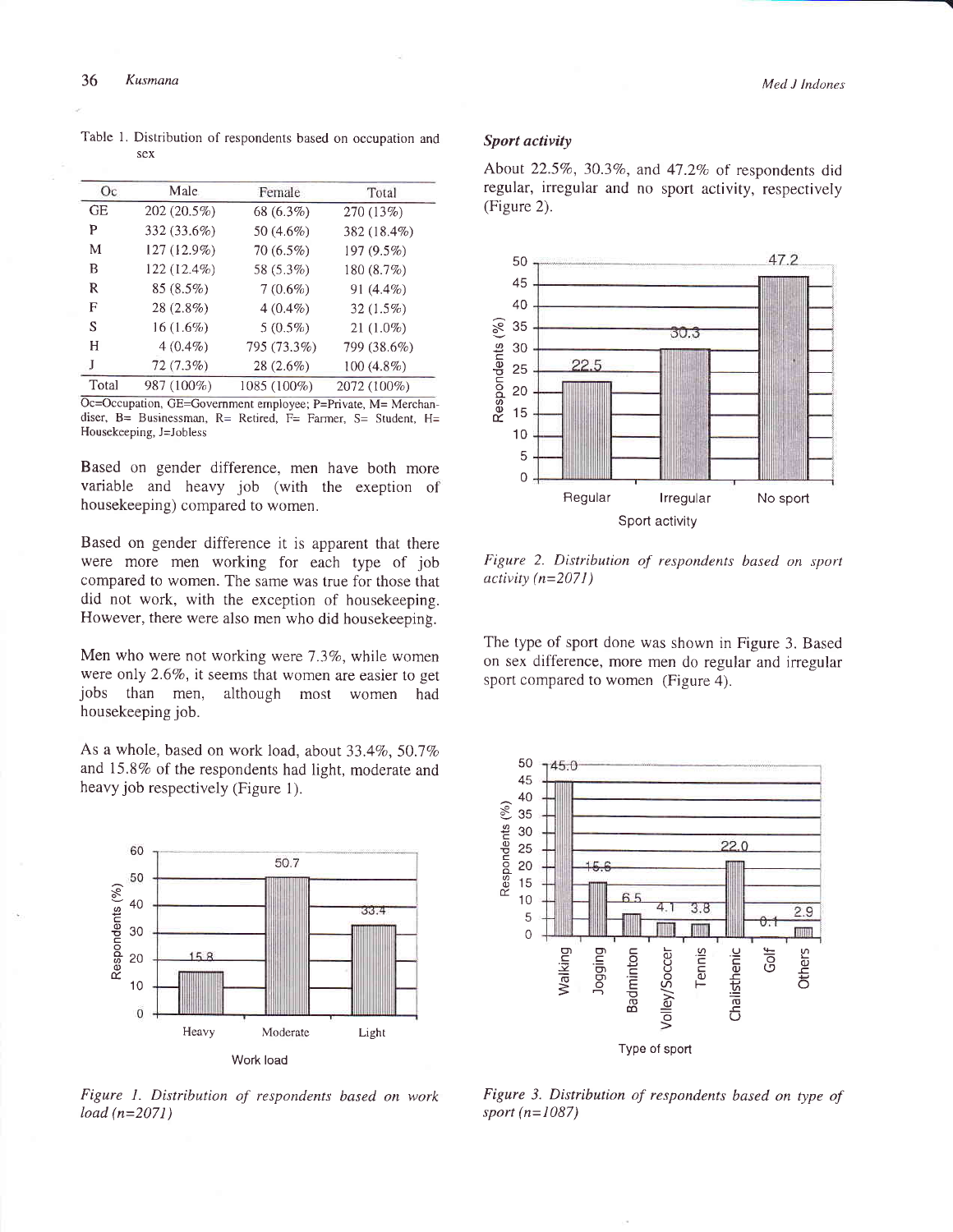Table 1. Distribution of respondents based on occupation and sex

| Oc | Male | Female | Total |
|---|---|---|---|
| GE | 202 (20.5%) | 68 (6.3%) | 270 (13%) |
| P | 332 (33.6%) | 50 (4.6%) | 382 (18.4%) |
| M | 127 (12.9%) | 70 (6.5%) | 197 (9.5%) |
| B | 122 (12.4%) | 58 (5.3%) | 180 (8.7%) |
| R | 85 (8.5%) | 7 (0.6%) | 91 (4.4%) |
| F | 28 (2.8%) | 4 (0.4%) | 32 (1.5%) |
| S | 16 (1.6%) | 5 (0.5%) | 21 (1.0%) |
| H | 4 (0.4%) | 795 (73.3%) | 799 (38.6%) |
| J | 72 (7.3%) | 28 (2.6%) | 100 (4.8%) |
| Total | 987 (100%) | 1085 (100%) | 2072 (100%) |

Oc=Occupation, GE=Government employee; P=Private, M= Merchandiser, B= Businessman, R= Retired, F= Farmer, S= Student, H= Housekeeping, J=Jobless

Based on gender difference, men have both more variable and heavy job (with the exeption of housekeeping) compared to women.

Based on gender difference it is apparent that there were more men working for each type of job compared to women. The same was true for those that did not work, with the exception of housekeeping. However, there were also men who did housekeeping.

Men who were not working were 7.3%, while women were only 2.6%, it seems that women are easier to get jobs than men, although most women had housekeeping job.

As a whole, based on work load, about 33.4%, 50.7% and 15.8% of the respondents had light, moderate and heavy job respectively (Figure 1).

*Figure 1. Distribution of respondents based on work load (n=2071)*

### *Sport activity*

About 22.5%, 30.3%, and 47.2% of respondents did regular, irregular and no sport activity, respectively (Figure 2).

*Figure 2. Distribution of respondents based on sport activity (n=2071)*

The type of sport done was shown in Figure 3. Based on sex difference, more men do regular and irregular sport compared to women (Figure 4).

*Figure 3. Distribution of respondents based on type of sport (n=1087)*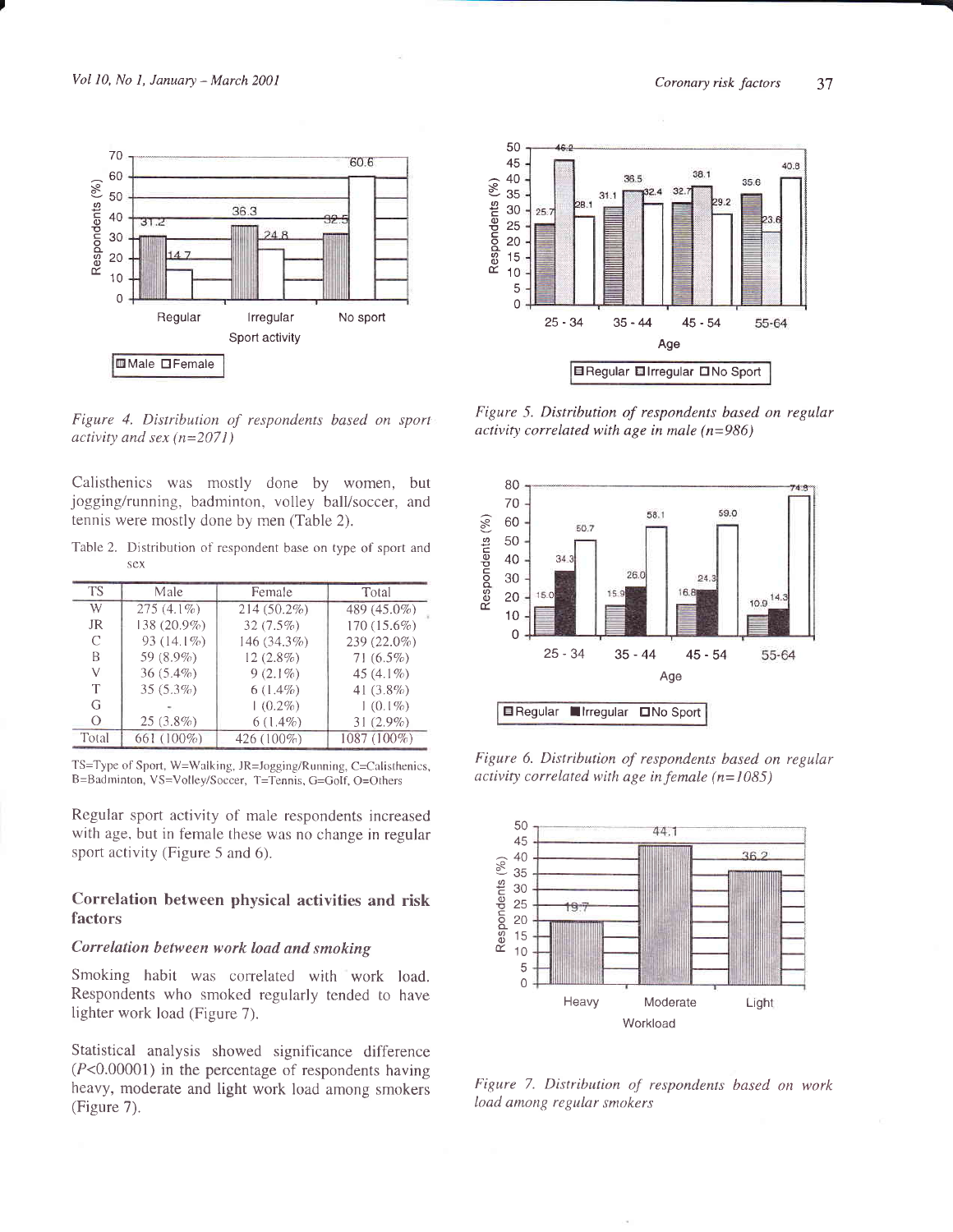Figure 4. Distribution of respondents based on sport activity and sex (n=2071)

Calisthenics was mostly done by women, but jogging/running, badminton, volley ball/soccer, and tennis were mostly done by men (Table 2).

Table 2. Distribution of respondent base on type of sport and sex

| TS | Male | Female | Total |
|---|---|---|---|
| W | 275 (4.1%) | 214 (50.2%) | 489 (45.0%) |
| JR | 138 (20.9%) | 32 (7.5%) | 170 (15.6%) |
| C | 93 (14.1%) | 146 (34.3%) | 239 (22.0%) |
| B | 59 (8.9%) | 12 (2.8%) | 71 (6.5%) |
| V | 36 (5.4%) | 9 (2.1%) | 45 (4.1%) |
| T | 35 (5.3%) | 6 (1.4%) | 41 (3.8%) |
| G | - | 1 (0.2%) | 1 (0.1%) |
| O | 25 (3.8%) | 6 (1.4%) | 31 (2.9%) |
| Total | 661 (100%) | 426 (100%) | 1087 (100%) |

TS=Type of Sport, W=Walking, JR=Jogging/Running, C=Calisthenics, B=Badminton, VS=Volley/Soccer, T=Tennis, G=Golf, O=Others

Regular sport activity of male respondents increased with age, but in female these was no change in regular sport activity (Figure 5 and 6).

## Correlation between physical activities and risk factors

### *Correlation between work load and smoking*

Smoking habit was correlated with work load. Respondents who smoked regularly tended to have lighter work load (Figure 7).

Statistical analysis showed significance difference ($P<0.00001$) in the percentage of respondents having heavy, moderate and light work load among smokers (Figure 7).

Figure 5. Distribution of respondents based on regular activity correlated with age in male (n=986)

Figure 6. Distribution of respondents based on regular activity correlated with age in female (n=1085)

Figure 7. Distribution of respondents based on work load among regular smokers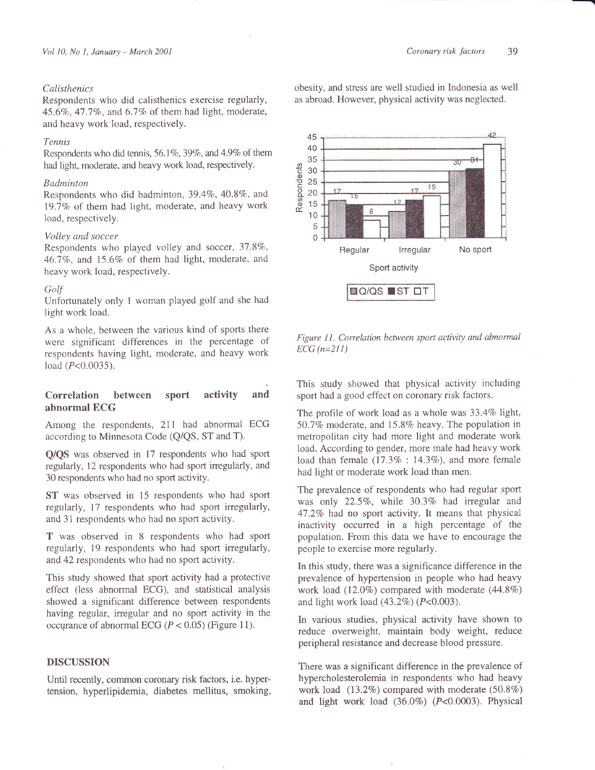*Calisthenics*

Respondents who did calisthenics exercise regularly, 45.6%, 47.7%, and 6.7% of them had light, moderate, and heavy work load, respectively.

*Tennis*

Respondents who did tennis, 56.1%, 39%, and 4.9% of them had light, moderate, and heavy work load, respectively.

*Badminton*

Respondents who did badminton, 39.4%, 40.8%, and 19.7% of them had light, moderate, and heavy work load, respectively.

*Volley and soccer*

Respondents who played volley and soccer, 37.8%, 46.7%, and 15.6% of them had light, moderate, and heavy work load, respectively.

*Golf*

Unfortunately only 1 woman played golf and she had light work load.

As a whole, between the various kind of sports there were significant differences in the percentage of respondents having light, moderate, and heavy work load ($P<0.0035$).

## Correlation between sport activity and abnormal ECG

Among the respondents, 211 had abnormal ECG according to Minnesota Code (Q/QS, ST and T).

**Q/QS** was observed in 17 respondents who had sport regularly, 12 respondents who had sport irregularly, and 30 respondents who had no sport activity.

**ST** was observed in 15 respondents who had sport regularly, 17 respondents who had sport irregularly, and 31 respondents who had no sport activity.

**T** was observed in 8 respondents who had sport regularly, 19 respondents who had sport irregularly, and 42 respondents who had no sport activity.

This study showed that sport activity had a protective effect (less abnormal ECG), and statistical analysis showed a significant difference between respondents having regular, irregular and no sport activity in the occurance of abnormal ECG ($P < 0.05$) (Figure 11).

## DISCUSSION

Until recently, common coronary risk factors, i.e. hypertension, hyperlipidemia, diabetes mellitus, smoking, obesity, and stress are well studied in Indonesia as well as abroad. However, physical activity was neglected.

*Figure 11. Correlation between sport activity and abnormal ECG (n=211)*

This study showed that physical activity including sport had a good effect on coronary risk factors.

The profile of work load as a whole was 33.4% light, 50.7% moderate, and 15.8% heavy. The population in metropolitan city had more light and moderate work load. According to gender, more male had heavy work load than female (17.3% : 14.3%), and more female had light or moderate work load than men.

The prevalence of respondents who had regular sport was only 22.5%, while 30.3% had irregular and 47.2% had no sport activity. It means that physical inactivity occurred in a high percentage of the population. From this data we have to encourage the people to exercise more regularly.

In this study, there was a significance difference in the prevalence of hypertension in people who had heavy work load (12.0%) compared with moderate (44.8%) and light work load (43.2%) ($P<0.003$).

In various studies, physical activity have shown to reduce overweight, maintain body weight, reduce peripheral resistance and decrease blood pressure.

There was a significant difference in the prevalence of hypercholesterolemia in respondents who had heavy work load (13.2%) compared with moderate (50.8%) and light work load (36.0%) ($P<0.0003$). Physical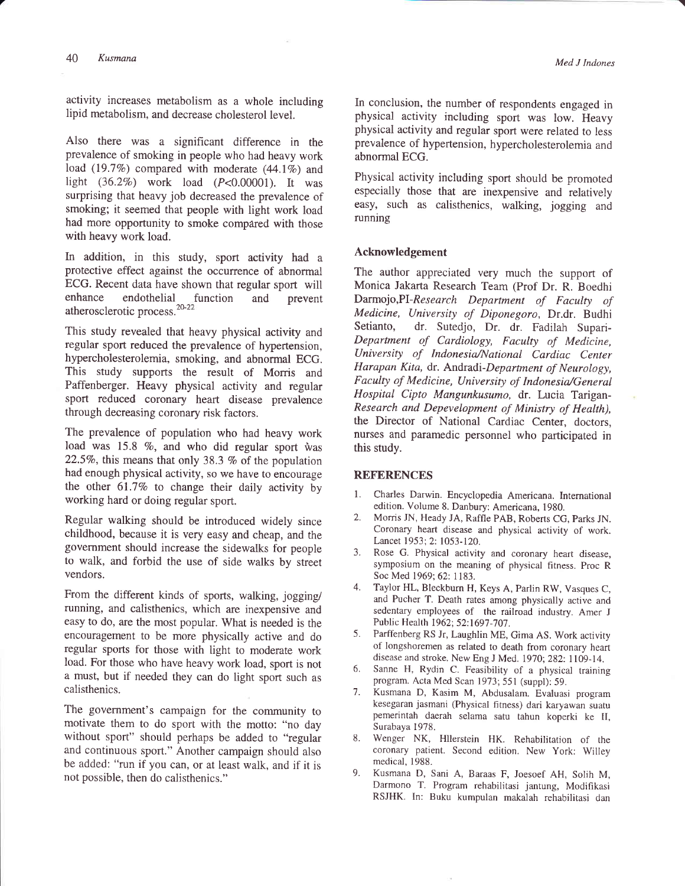activity increases metabolism as a whole including lipid metabolism, and decrease cholesterol level.

Also there was a significant difference in the prevalence of smoking in people who had heavy work load (19.7%) compared with moderate (44.1%) and light (36.2%) work load ($P$<0.00001). It was surprising that heavy job decreased the prevalence of smoking; it seemed that people with light work load had more opportunity to smoke compared with those with heavy work load.

In addition, in this study, sport activity had a protective effect against the occurrence of abnormal ECG. Recent data have shown that regular sport will enhance endothelial function and prevent atherosclerotic process.[20-22]

This study revealed that heavy physical activity and regular sport reduced the prevalence of hypertension, hypercholesterolemia, smoking, and abnormal ECG. This study supports the result of Morris and Paffenberger. Heavy physical activity and regular sport reduced coronary heart disease prevalence through decreasing coronary risk factors.

The prevalence of population who had heavy work load was 15.8 %, and who did regular sport was 22.5%, this means that only 38.3 % of the population had enough physical activity, so we have to encourage the other 61.7% to change their daily activity by working hard or doing regular sport.

Regular walking should be introduced widely since childhood, because it is very easy and cheap, and the government should increase the sidewalks for people to walk, and forbid the use of side walks by street vendors.

From the different kinds of sports, walking, jogging/running, and calisthenics, which are inexpensive and easy to do, are the most popular. What is needed is the encouragement to be more physically active and do regular sports for those with light to moderate work load. For those who have heavy work load, sport is not a must, but if needed they can do light sport such as calisthenics.

The government's campaign for the community to motivate them to do sport with the motto: "no day without sport" should perhaps be added to "regular and continuous sport." Another campaign should also be added: "run if you can, or at least walk, and if it is not possible, then do calisthenics."

In conclusion, the number of respondents engaged in physical activity including sport was low. Heavy physical activity and regular sport were related to less prevalence of hypertension, hypercholesterolemia and abnormal ECG.

Physical activity including sport should be promoted especially those that are inexpensive and relatively easy, such as calisthenics, walking, jogging and running

## Acknowledgement

The author appreciated very much the support of Monica Jakarta Research Team (Prof Dr. R. Boedhi Darmojo,PI-*Research Department of Faculty of Medicine, University of Diponegoro*, Dr.dr. Budhi Setianto, dr. Sutedjo, Dr. dr. Fadilah Supari-*Department of Cardiology, Faculty of Medicine, University of Indonesia/National Cardiac Center Harapan Kita*, dr. Andradi-*Department of Neurology, Faculty of Medicine, University of Indonesia/General Hospital Cipto Mangunkusumo*, dr. Lucia Tarigan-*Research and Depevelopment of Ministry of Health)*, the Director of National Cardiac Center, doctors, nurses and paramedic personnel who participated in this study.

## REFERENCES

1. Charles Darwin. Encyclopedia Americana. International edition. Volume 8. Danbury: Americana, 1980.
2. Morris JN, Heady JA, Raffle PAB, Roberts CG, Parks JN. Coronary heart disease and physical activity of work. Lancet 1953; 2: 1053-120.
3. Rose G. Physical activity and coronary heart disease, symposium on the meaning of physical fitness. Proc R Soc Med 1969; 62: 1183.
4. Taylor HL, Bleckburn H, Keys A, Parlin RW, Vasques C, and Pucher T. Death rates among physically active and sedentary employees of the railroad industry. Amer J Public Health 1962; 52:1697-707.
5. Parffenberg RS Jr, Laughlin ME, Gima AS. Work activity of longshoremen as related to death from coronary heart disease and stroke. New Eng J Med. 1970; 282: 1109-14.
6. Sanne H, Rydin C. Feasibility of a physical training program. Acta Med Scan 1973; 551 (suppl): 59.
7. Kusmana D, Kasim M, Abdusalam. Evaluasi program kesegaran jasmani (Physical fitness) dari karyawan suatu pemerintah daerah selama satu tahun koperki ke II, Surabaya 1978.
8. Wenger NK, Hllerstein HK. Rehabilitation of the coronary patient. Second edition. New York: Willey medical, 1988.
9. Kusmana D, Sani A, Baraas F, Joesoef AH, Solih M, Darmono T. Program rehabilitasi jantung, Modifikasi RSJHK. In: Buku kumpulan makalah rehabilitasi dan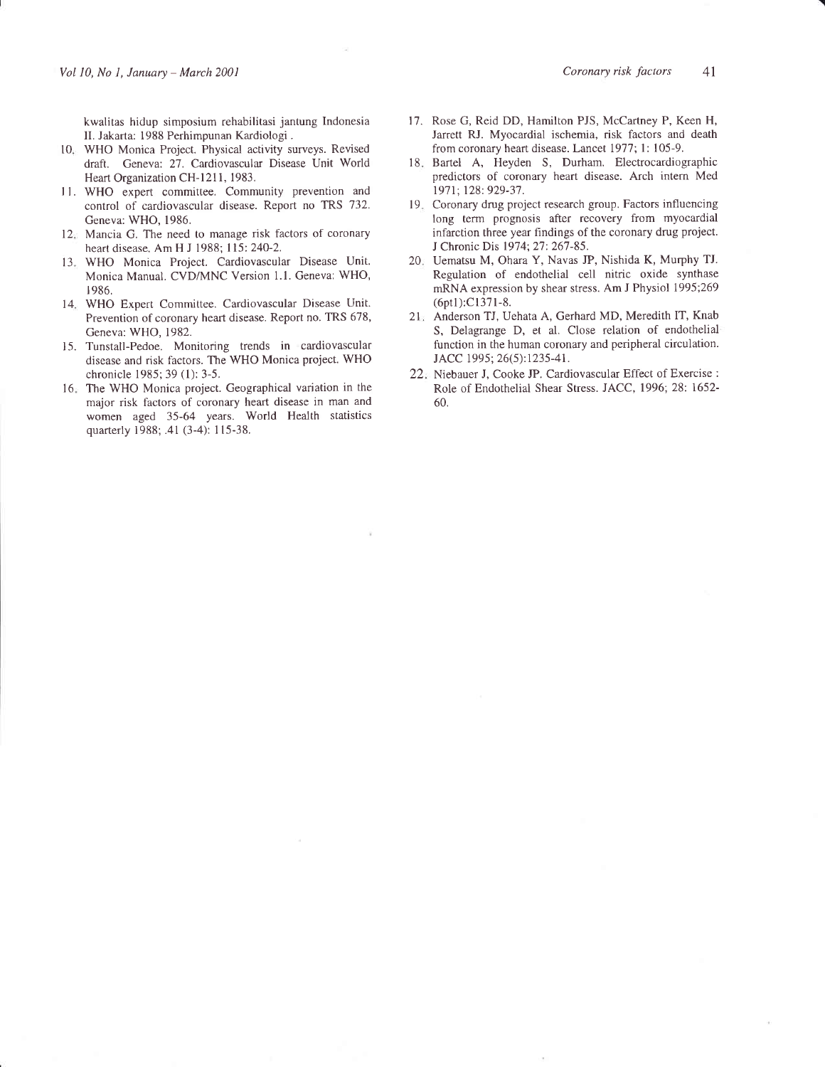kwalitas hidup simposium rehabilitasi jantung Indonesia II. Jakarta: 1988 Perhimpunan Kardiologi .

10. WHO Monica Project. Physical activity surveys. Revised draft. Geneva: 27. Cardiovascular Disease Unit World Heart Organization CH-1211, 1983.
11. WHO expert committee. Community prevention and control of cardiovascular disease. Report no TRS 732. Geneva: WHO, 1986.
12. Mancia G. The need to manage risk factors of coronary heart disease. Am H J 1988; 115: 240-2.
13. WHO Monica Project. Cardiovascular Disease Unit. Monica Manual. CVD/MNC Version 1.1. Geneva: WHO, 1986.
14. WHO Expert Committee. Cardiovascular Disease Unit. Prevention of coronary heart disease. Report no. TRS 678, Geneva: WHO, 1982.
15. Tunstall-Pedoe. Monitoring trends in cardiovascular disease and risk factors. The WHO Monica project. WHO chronicle 1985; 39 (1): 3-5.
16. The WHO Monica project. Geographical variation in the major risk factors of coronary heart disease in man and women aged 35-64 years. World Health statistics quarterly 1988; .41 (3-4): 115-38.
17. Rose G, Reid DD, Hamilton PJS, McCartney P, Keen H, Jarrett RJ. Myocardial ischemia, risk factors and death from coronary heart disease. Lancet 1977; 1: 105-9.
18. Bartel A, Heyden S, Durham. Electrocardiographic predictors of coronary heart disease. Arch intern Med 1971; 128: 929-37.
19. Coronary drug project research group. Factors influencing long term prognosis after recovery from myocardial infarction three year findings of the coronary drug project. J Chronic Dis 1974; 27: 267-85.
20. Uematsu M, Ohara Y, Navas JP, Nishida K, Murphy TJ. Regulation of endothelial cell nitric oxide synthase mRNA expression by shear stress. Am J Physiol 1995;269 (6pt1):C1371-8.
21. Anderson TJ, Uehata A, Gerhard MD, Meredith IT, Knab S, Delagrange D, et al. Close relation of endothelial function in the human coronary and peripheral circulation. JACC 1995; 26(5):1235-41.
22. Niebauer J, Cooke JP. Cardiovascular Effect of Exercise : Role of Endothelial Shear Stress. JACC, 1996; 28: 1652-60.